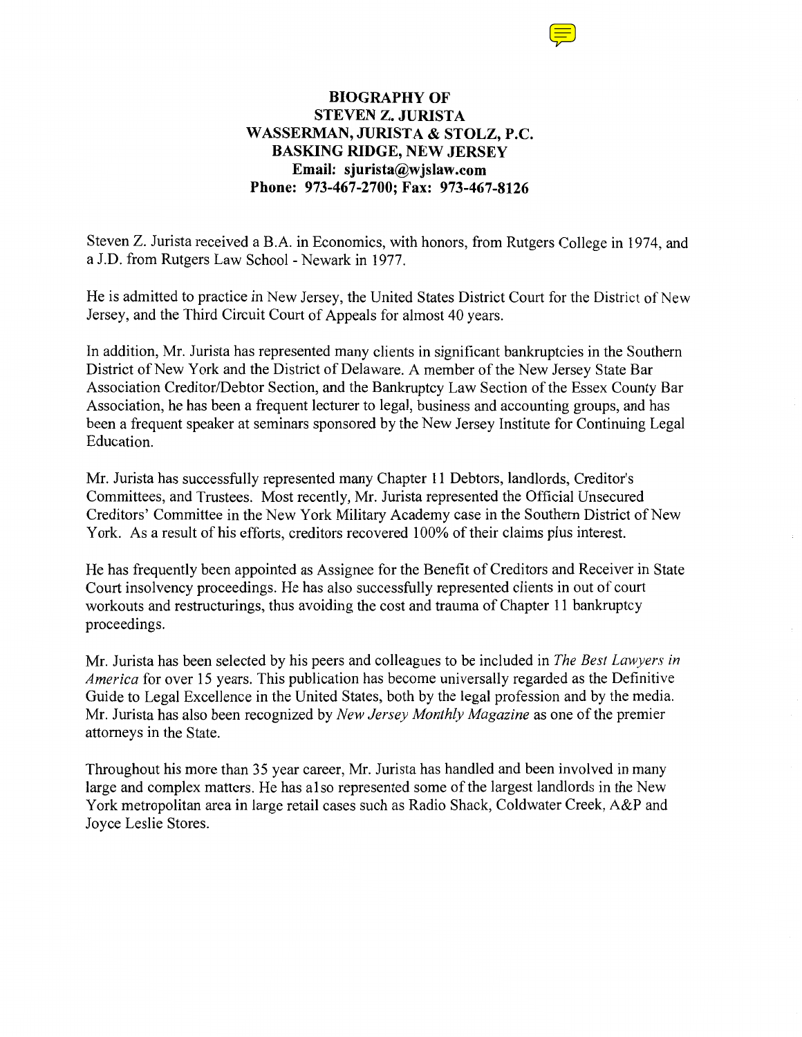# BIOGRAPHY OF
# STEVEN Z. JURISTA
# WASSERMAN, JURISTA & STOLZ, P.C.
# BASKING RIDGE, NEW JERSEY

**Email: sjurista@wjslaw.com**
**Phone: 973-467-2700; Fax: 973-467-8126**

Steven Z. Jurista received a B.A. in Economics, with honors, from Rutgers College in 1974, and a J.D. from Rutgers Law School - Newark in 1977.

He is admitted to practice in New Jersey, the United States District Court for the District of New Jersey, and the Third Circuit Court of Appeals for almost 40 years.

In addition, Mr. Jurista has represented many clients in significant bankruptcies in the Southern District of New York and the District of Delaware. A member of the New Jersey State Bar Association Creditor/Debtor Section, and the Bankruptcy Law Section of the Essex County Bar Association, he has been a frequent lecturer to legal, business and accounting groups, and has been a frequent speaker at seminars sponsored by the New Jersey Institute for Continuing Legal Education.

Mr. Jurista has successfully represented many Chapter 11 Debtors, landlords, Creditor's Committees, and Trustees. Most recently, Mr. Jurista represented the Official Unsecured Creditors' Committee in the New York Military Academy case in the Southern District of New York. As a result of his efforts, creditors recovered 100% of their claims plus interest.

He has frequently been appointed as Assignee for the Benefit of Creditors and Receiver in State Court insolvency proceedings. He has also successfully represented clients in out of court workouts and restructurings, thus avoiding the cost and trauma of Chapter 11 bankruptcy proceedings.

Mr. Jurista has been selected by his peers and colleagues to be included in *The Best Lawyers in America* for over 15 years. This publication has become universally regarded as the Definitive Guide to Legal Excellence in the United States, both by the legal profession and by the media. Mr. Jurista has also been recognized by *New Jersey Monthly Magazine* as one of the premier attorneys in the State.

Throughout his more than 35 year career, Mr. Jurista has handled and been involved in many large and complex matters. He has also represented some of the largest landlords in the New York metropolitan area in large retail cases such as Radio Shack, Coldwater Creek, A&P and Joyce Leslie Stores.